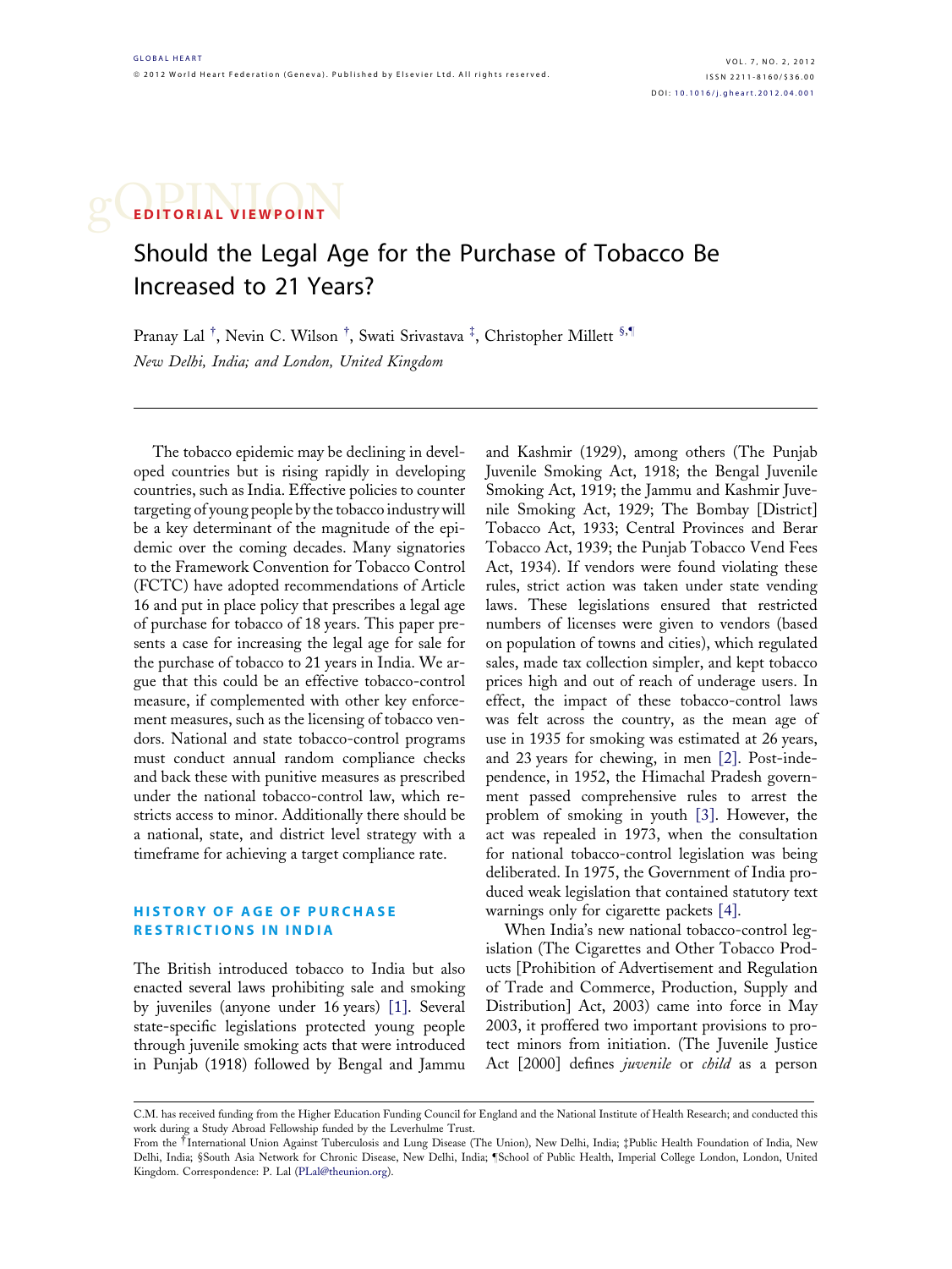EDITORIAL VIEWPOINT

# Should the Legal Age for the Purchase of Tobacco Be Increased to 21 Years?

Pranay Lal [†], Nevin C. Wilson [†], Swati Srivastava [‡], Christopher Millett [§,¶]

*New Delhi, India; and London, United Kingdom*

---

The tobacco epidemic may be declining in developed countries but is rising rapidly in developing countries, such as India. Effective policies to counter targeting of young people by the tobacco industry will be a key determinant of the magnitude of the epidemic over the coming decades. Many signatories to the Framework Convention for Tobacco Control (FCTC) have adopted recommendations of Article 16 and put in place policy that prescribes a legal age of purchase for tobacco of 18 years. This paper presents a case for increasing the legal age for sale for the purchase of tobacco to 21 years in India. We argue that this could be an effective tobacco-control measure, if complemented with other key enforcement measures, such as the licensing of tobacco vendors. National and state tobacco-control programs must conduct annual random compliance checks and back these with punitive measures as prescribed under the national tobacco-control law, which restricts access to minor. Additionally there should be a national, state, and district level strategy with a timeframe for achieving a target compliance rate.

## HISTORY OF AGE OF PURCHASE RESTRICTIONS IN INDIA

The British introduced tobacco to India but also enacted several laws prohibiting sale and smoking by juveniles (anyone under 16 years) [1]. Several state-specific legislations protected young people through juvenile smoking acts that were introduced in Punjab (1918) followed by Bengal and Jammu and Kashmir (1929), among others (The Punjab Juvenile Smoking Act, 1918; the Bengal Juvenile Smoking Act, 1919; the Jammu and Kashmir Juvenile Smoking Act, 1929; The Bombay [District] Tobacco Act, 1933; Central Provinces and Berar Tobacco Act, 1939; the Punjab Tobacco Vend Fees Act, 1934). If vendors were found violating these rules, strict action was taken under state vending laws. These legislations ensured that restricted numbers of licenses were given to vendors (based on population of towns and cities), which regulated sales, made tax collection simpler, and kept tobacco prices high and out of reach of underage users. In effect, the impact of these tobacco-control laws was felt across the country, as the mean age of use in 1935 for smoking was estimated at 26 years, and 23 years for chewing, in men [2]. Post-independence, in 1952, the Himachal Pradesh government passed comprehensive rules to arrest the problem of smoking in youth [3]. However, the act was repealed in 1973, when the consultation for national tobacco-control legislation was being deliberated. In 1975, the Government of India produced weak legislation that contained statutory text warnings only for cigarette packets [4].

When India's new national tobacco-control legislation (The Cigarettes and Other Tobacco Products [Prohibition of Advertisement and Regulation of Trade and Commerce, Production, Supply and Distribution] Act, 2003) came into force in May 2003, it proffered two important provisions to protect minors from initiation. (The Juvenile Justice Act [2000] defines *juvenile* or *child* as a person

---

C.M. has received funding from the Higher Education Funding Council for England and the National Institute of Health Research; and conducted this work during a Study Abroad Fellowship funded by the Leverhulme Trust.

From the [†]International Union Against Tuberculosis and Lung Disease (The Union), New Delhi, India; [‡]Public Health Foundation of India, New Delhi, India; [§]South Asia Network for Chronic Disease, New Delhi, India; [¶]School of Public Health, Imperial College London, London, United Kingdom. Correspondence: P. Lal (PLal@theunion.org).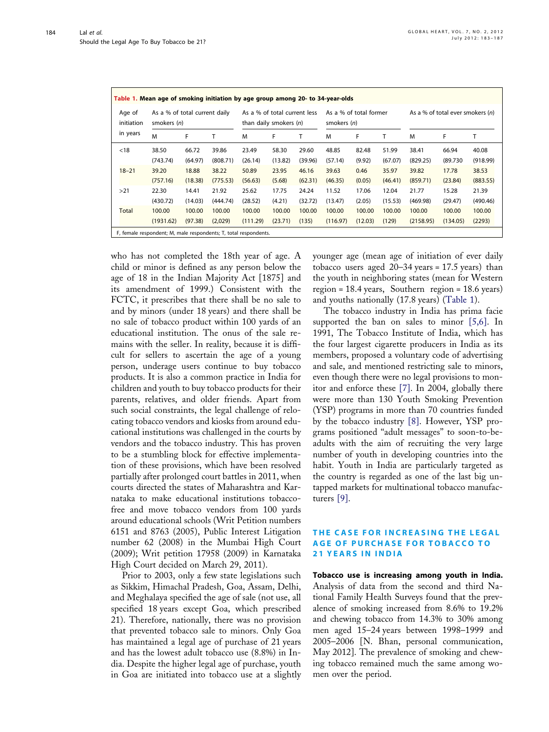**Table 1. Mean age of smoking initiation by age group among 20- to 34-year-olds**

| Age of initiation in years | As a % of total current daily smokers (n) | | | As a % of total current less than daily smokers (n) | | | As a % of total former smokers (n) | | | As a % of total ever smokers (n) | | |
|---|---|---|---|---|---|---|---|---|---|---|---|---|
| | M | F | T | M | F | T | M | F | T | M | F | T |
| <18 | 38.50 (743.74) | 66.72 (64.97) | 39.86 (808.71) | 23.49 (26.14) | 58.30 (13.82) | 29.60 (39.96) | 48.85 (57.14) | 82.48 (9.92) | 51.99 (67.07) | 38.41 (829.25) | 66.94 (89.730 | 40.08 (918.99) |
| 18–21 | 39.20 (757.16) | 18.88 (18.38) | 38.22 (775.53) | 50.89 (56.63) | 23.95 (5.68) | 46.16 (62.31) | 39.63 (46.35) | 0.46 (0.05) | 35.97 (46.41) | 39.82 (859.71) | 17.78 (23.84) | 38.53 (883.55) |
| >21 | 22.30 (430.72) | 14.41 (14.03) | 21.92 (444.74) | 25.62 (28.52) | 17.75 (4.21) | 24.24 (32.72) | 11.52 (13.47) | 17.06 (2.05) | 12.04 (15.53) | 21.77 (469.98) | 15.28 (29.47) | 21.39 (490.46) |
| Total | 100.00 (1931.62) | 100.00 (97.38) | 100.00 (2,029) | 100.00 (111.29) | 100.00 (23.71) | 100.00 (135) | 100.00 (116.97) | 100.00 (12.03) | 100.00 (129) | 100.00 (2158.95) | 100.00 (134.05) | 100.00 (2293) |

F, female respondent; M, male respondents; T, total respondents.

who has not completed the 18th year of age. A child or minor is defined as any person below the age of 18 in the Indian Majority Act [1875] and its amendment of 1999.) Consistent with the FCTC, it prescribes that there shall be no sale to and by minors (under 18 years) and there shall be no sale of tobacco product within 100 yards of an educational institution. The onus of the sale remains with the seller. In reality, because it is difficult for sellers to ascertain the age of a young person, underage users continue to buy tobacco products. It is also a common practice in India for children and youth to buy tobacco products for their parents, relatives, and older friends. Apart from such social constraints, the legal challenge of relocating tobacco vendors and kiosks from around educational institutions was challenged in the courts by vendors and the tobacco industry. This has proven to be a stumbling block for effective implementation of these provisions, which have been resolved partially after prolonged court battles in 2011, when courts directed the states of Maharashtra and Karnataka to make educational institutions tobacco-free and move tobacco vendors from 100 yards around educational schools (Writ Petition numbers 6151 and 8763 (2005), Public Interest Litigation number 62 (2008) in the Mumbai High Court (2009); Writ petition 17958 (2009) in Karnataka High Court decided on March 29, 2011).

Prior to 2003, only a few state legislations such as Sikkim, Himachal Pradesh, Goa, Assam, Delhi, and Meghalaya specified the age of sale (not use, all specified 18 years except Goa, which prescribed 21). Therefore, nationally, there was no provision that prevented tobacco sale to minors. Only Goa has maintained a legal age of purchase of 21 years and has the lowest adult tobacco use (8.8%) in India. Despite the higher legal age of purchase, youth in Goa are initiated into tobacco use at a slightly younger age (mean age of initiation of ever daily tobacco users aged 20–34 years = 17.5 years) than the youth in neighboring states (mean for Western region = 18.4 years, Southern region = 18.6 years) and youths nationally (17.8 years) (Table 1).

The tobacco industry in India has prima facie supported the ban on sales to minor [5,6]. In 1991, The Tobacco Institute of India, which has the four largest cigarette producers in India as its members, proposed a voluntary code of advertising and sale, and mentioned restricting sale to minors, even though there were no legal provisions to monitor and enforce these [7]. In 2004, globally there were more than 130 Youth Smoking Prevention (YSP) programs in more than 70 countries funded by the tobacco industry [8]. However, YSP programs positioned "adult messages" to soon-to-be-adults with the aim of recruiting the very large number of youth in developing countries into the habit. Youth in India are particularly targeted as the country is regarded as one of the last big untapped markets for multinational tobacco manufacturers [9].

## THE CASE FOR INCREASING THE LEGAL AGE OF PURCHASE FOR TOBACCO TO 21 YEARS IN INDIA

**Tobacco use is increasing among youth in India.** Analysis of data from the second and third National Family Health Surveys found that the prevalence of smoking increased from 8.6% to 19.2% and chewing tobacco from 14.3% to 30% among men aged 15–24 years between 1998–1999 and 2005–2006 [N. Bhan, personal communication, May 2012]. The prevalence of smoking and chewing tobacco remained much the same among women over the period.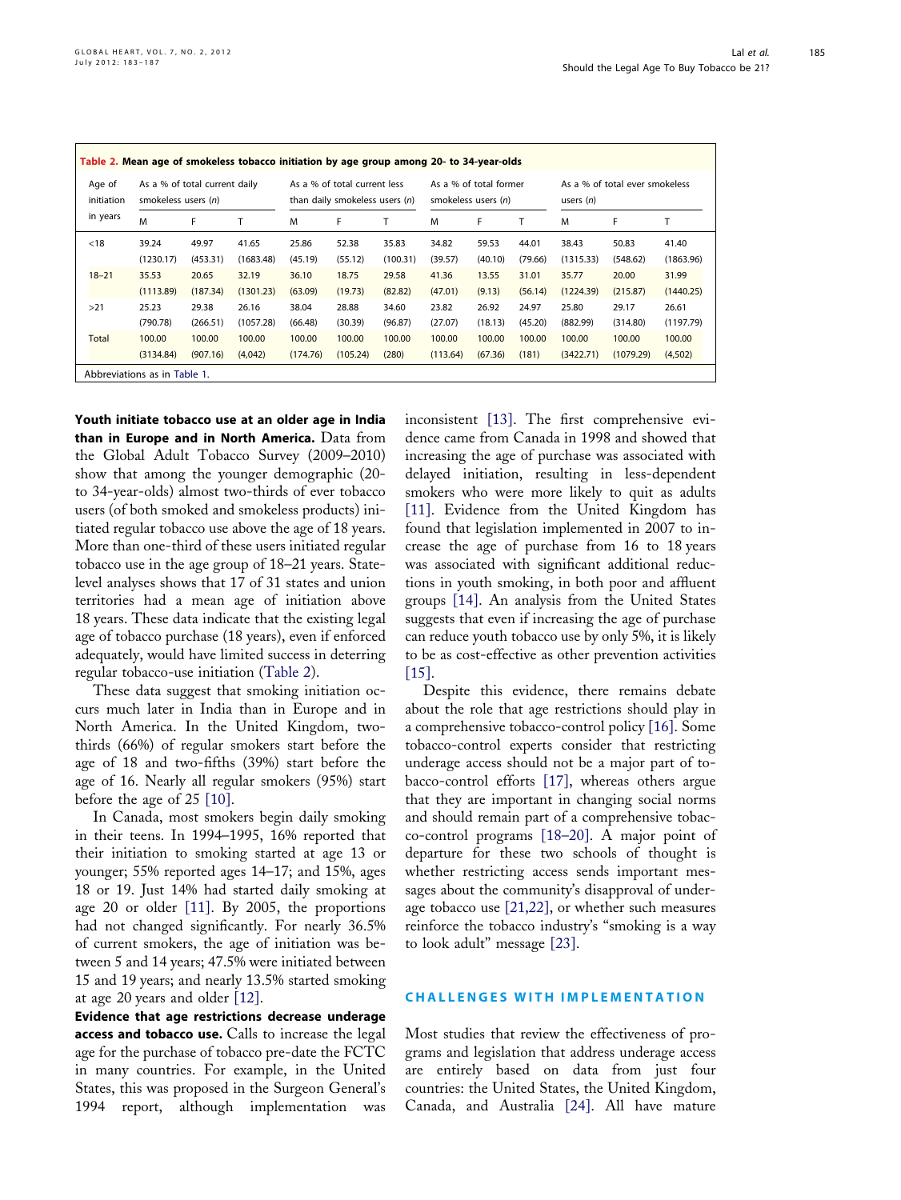**Table 2. Mean age of smokeless tobacco initiation by age group among 20- to 34-year-olds**

| Age of initiation in years | As a % of total current daily smokeless users (n) | | | As a % of total current less than daily smokeless users (n) | | | As a % of total former smokeless users (n) | | | As a % of total ever smokeless users (n) | | |
|---|---|---|---|---|---|---|---|---|---|---|---|---|
| | M | F | T | M | F | T | M | F | T | M | F | T |
| <18 | 39.24 (1230.17) | 49.97 (453.31) | 41.65 (1683.48) | 25.86 (45.19) | 52.38 (55.12) | 35.83 (100.31) | 34.82 (39.57) | 59.53 (40.10) | 44.01 (79.66) | 38.43 (1315.33) | 50.83 (548.62) | 41.40 (1863.96) |
| 18–21 | 35.53 (1113.89) | 20.65 (187.34) | 32.19 (1301.23) | 36.10 (63.09) | 18.75 (19.73) | 29.58 (82.82) | 41.36 (47.01) | 13.55 (9.13) | 31.01 (56.14) | 35.77 (1224.39) | 20.00 (215.87) | 31.99 (1440.25) |
| >21 | 25.23 (790.78) | 29.38 (266.51) | 26.16 (1057.28) | 38.04 (66.48) | 28.88 (30.39) | 34.60 (96.87) | 23.82 (27.07) | 26.92 (18.13) | 24.97 (45.20) | 25.80 (882.99) | 29.17 (314.80) | 26.61 (1197.79) |
| Total | 100.00 (3134.84) | 100.00 (907.16) | 100.00 (4,042) | 100.00 (174.76) | 100.00 (105.24) | 100.00 (280) | 100.00 (113.64) | 100.00 (67.36) | 100.00 (181) | 100.00 (3422.71) | 100.00 (1079.29) | 100.00 (4,502) |

Abbreviations as in Table 1.

**Youth initiate tobacco use at an older age in India than in Europe and in North America.** Data from the Global Adult Tobacco Survey (2009–2010) show that among the younger demographic (20- to 34-year-olds) almost two-thirds of ever tobacco users (of both smoked and smokeless products) initiated regular tobacco use above the age of 18 years. More than one-third of these users initiated regular tobacco use in the age group of 18–21 years. State-level analyses shows that 17 of 31 states and union territories had a mean age of initiation above 18 years. These data indicate that the existing legal age of tobacco purchase (18 years), even if enforced adequately, would have limited success in deterring regular tobacco-use initiation (Table 2).

These data suggest that smoking initiation occurs much later in India than in Europe and in North America. In the United Kingdom, two-thirds (66%) of regular smokers start before the age of 18 and two-fifths (39%) start before the age of 16. Nearly all regular smokers (95%) start before the age of 25 [10].

In Canada, most smokers begin daily smoking in their teens. In 1994–1995, 16% reported that their initiation to smoking started at age 13 or younger; 55% reported ages 14–17; and 15%, ages 18 or 19. Just 14% had started daily smoking at age 20 or older [11]. By 2005, the proportions had not changed significantly. For nearly 36.5% of current smokers, the age of initiation was between 5 and 14 years; 47.5% were initiated between 15 and 19 years; and nearly 13.5% started smoking at age 20 years and older [12].

**Evidence that age restrictions decrease underage access and tobacco use.** Calls to increase the legal age for the purchase of tobacco pre-date the FCTC in many countries. For example, in the United States, this was proposed in the Surgeon General's 1994 report, although implementation was inconsistent [13]. The first comprehensive evidence came from Canada in 1998 and showed that increasing the age of purchase was associated with delayed initiation, resulting in less-dependent smokers who were more likely to quit as adults [11]. Evidence from the United Kingdom has found that legislation implemented in 2007 to increase the age of purchase from 16 to 18 years was associated with significant additional reductions in youth smoking, in both poor and affluent groups [14]. An analysis from the United States suggests that even if increasing the age of purchase can reduce youth tobacco use by only 5%, it is likely to be as cost-effective as other prevention activities [15].

Despite this evidence, there remains debate about the role that age restrictions should play in a comprehensive tobacco-control policy [16]. Some tobacco-control experts consider that restricting underage access should not be a major part of tobacco-control efforts [17], whereas others argue that they are important in changing social norms and should remain part of a comprehensive tobacco-control programs [18–20]. A major point of departure for these two schools of thought is whether restricting access sends important messages about the community's disapproval of underage tobacco use [21,22], or whether such measures reinforce the tobacco industry's "smoking is a way to look adult" message [23].

## CHALLENGES WITH IMPLEMENTATION

Most studies that review the effectiveness of programs and legislation that address underage access are entirely based on data from just four countries: the United States, the United Kingdom, Canada, and Australia [24]. All have mature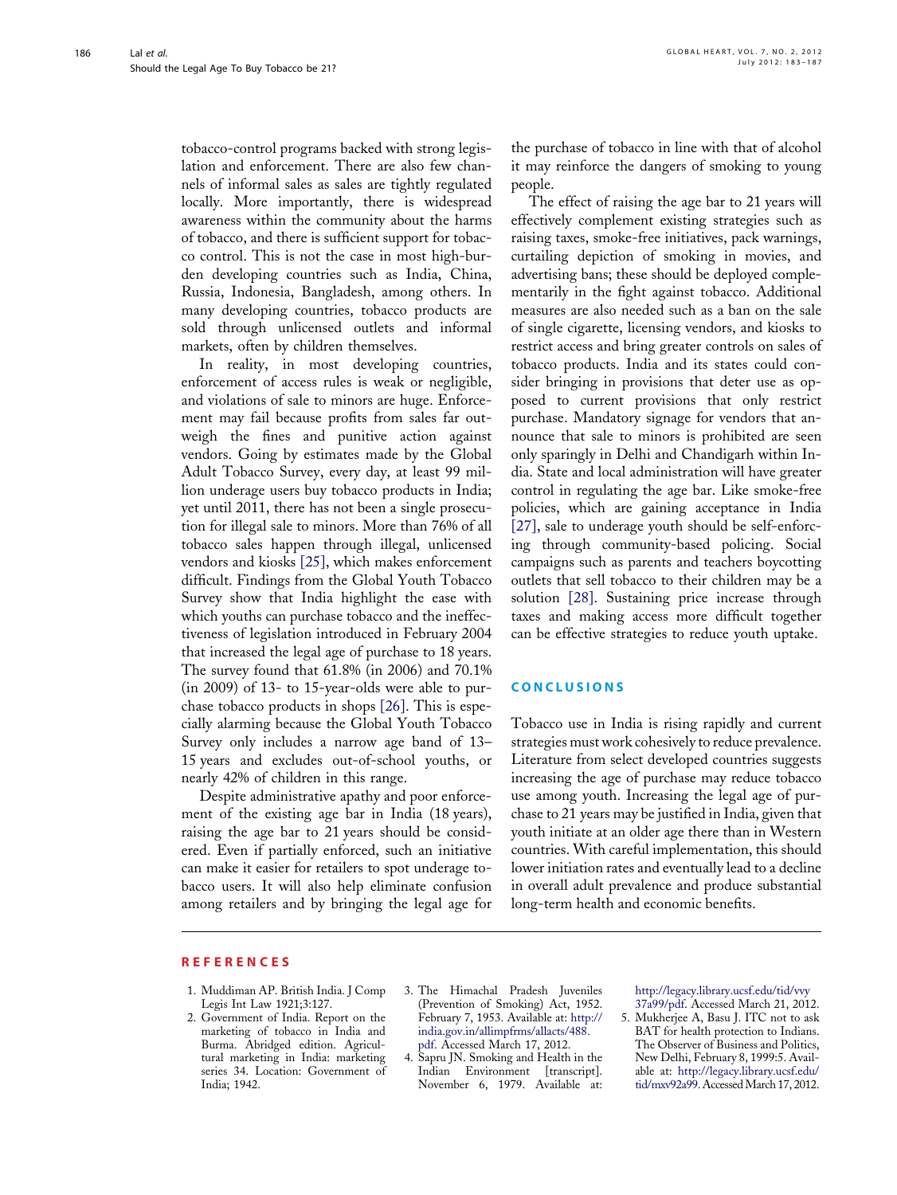tobacco-control programs backed with strong legislation and enforcement. There are also few channels of informal sales as sales are tightly regulated locally. More importantly, there is widespread awareness within the community about the harms of tobacco, and there is sufficient support for tobacco control. This is not the case in most high-burden developing countries such as India, China, Russia, Indonesia, Bangladesh, among others. In many developing countries, tobacco products are sold through unlicensed outlets and informal markets, often by children themselves.

In reality, in most developing countries, enforcement of access rules is weak or negligible, and violations of sale to minors are huge. Enforcement may fail because profits from sales far outweigh the fines and punitive action against vendors. Going by estimates made by the Global Adult Tobacco Survey, every day, at least 99 million underage users buy tobacco products in India; yet until 2011, there has not been a single prosecution for illegal sale to minors. More than 76% of all tobacco sales happen through illegal, unlicensed vendors and kiosks [25], which makes enforcement difficult. Findings from the Global Youth Tobacco Survey show that India highlight the ease with which youths can purchase tobacco and the ineffectiveness of legislation introduced in February 2004 that increased the legal age of purchase to 18 years. The survey found that 61.8% (in 2006) and 70.1% (in 2009) of 13- to 15-year-olds were able to purchase tobacco products in shops [26]. This is especially alarming because the Global Youth Tobacco Survey only includes a narrow age band of 13–15 years and excludes out-of-school youths, or nearly 42% of children in this range.

Despite administrative apathy and poor enforcement of the existing age bar in India (18 years), raising the age bar to 21 years should be considered. Even if partially enforced, such an initiative can make it easier for retailers to spot underage tobacco users. It will also help eliminate confusion among retailers and by bringing the legal age for the purchase of tobacco in line with that of alcohol it may reinforce the dangers of smoking to young people.

The effect of raising the age bar to 21 years will effectively complement existing strategies such as raising taxes, smoke-free initiatives, pack warnings, curtailing depiction of smoking in movies, and advertising bans; these should be deployed complementarily in the fight against tobacco. Additional measures are also needed such as a ban on the sale of single cigarette, licensing vendors, and kiosks to restrict access and bring greater controls on sales of tobacco products. India and its states could consider bringing in provisions that deter use as opposed to current provisions that only restrict purchase. Mandatory signage for vendors that announce that sale to minors is prohibited are seen only sparingly in Delhi and Chandigarh within India. State and local administration will have greater control in regulating the age bar. Like smoke-free policies, which are gaining acceptance in India [27], sale to underage youth should be self-enforcing through community-based policing. Social campaigns such as parents and teachers boycotting outlets that sell tobacco to their children may be a solution [28]. Sustaining price increase through taxes and making access more difficult together can be effective strategies to reduce youth uptake.

## CONCLUSIONS

Tobacco use in India is rising rapidly and current strategies must work cohesively to reduce prevalence. Literature from select developed countries suggests increasing the age of purchase may reduce tobacco use among youth. Increasing the legal age of purchase to 21 years may be justified in India, given that youth initiate at an older age there than in Western countries. With careful implementation, this should lower initiation rates and eventually lead to a decline in overall adult prevalence and produce substantial long-term health and economic benefits.

## REFERENCES

1. Muddiman AP. British India. J Comp Legis Int Law 1921;3:127.
2. Government of India. Report on the marketing of tobacco in India and Burma. Abridged edition. Agricultural marketing in India: marketing series 34. Location: Government of India; 1942.
3. The Himachal Pradesh Juveniles (Prevention of Smoking) Act, 1952. February 7, 1953. Available at: http://india.gov.in/allimpfrms/allacts/488.pdf. Accessed March 17, 2012.
4. Sapru JN. Smoking and Health in the Indian Environment [transcript]. November 6, 1979. Available at: http://legacy.library.ucsf.edu/tid/vvy37a99/pdf. Accessed March 21, 2012.
5. Mukherjee A, Basu J. ITC not to ask BAT for health protection to Indians. The Observer of Business and Politics, New Delhi, February 8, 1999:5. Available at: http://legacy.library.ucsf.edu/tid/mxv92a99. Accessed March 17, 2012.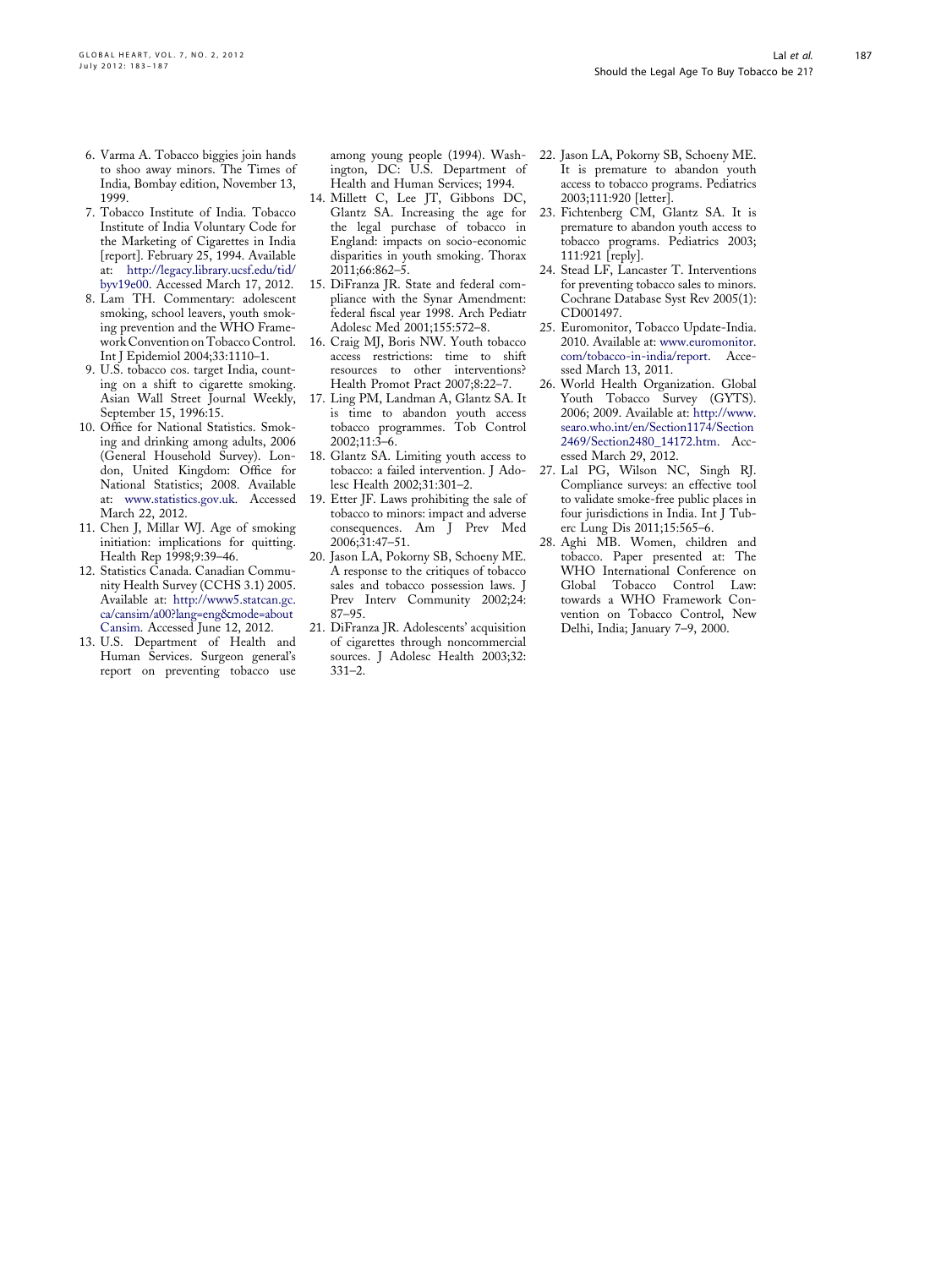6. Varma A. Tobacco biggies join hands to shoo away minors. The Times of India, Bombay edition, November 13, 1999.
7. Tobacco Institute of India. Tobacco Institute of India Voluntary Code for the Marketing of Cigarettes in India [report]. February 25, 1994. Available at: http://legacy.library.ucsf.edu/tid/byv19e00. Accessed March 17, 2012.
8. Lam TH. Commentary: adolescent smoking, school leavers, youth smoking prevention and the WHO Framework Convention on Tobacco Control. Int J Epidemiol 2004;33:1110–1.
9. U.S. tobacco cos. target India, counting on a shift to cigarette smoking. Asian Wall Street Journal Weekly, September 15, 1996:15.
10. Office for National Statistics. Smoking and drinking among adults, 2006 (General Household Survey). London, United Kingdom: Office for National Statistics; 2008. Available at: www.statistics.gov.uk. Accessed March 22, 2012.
11. Chen J, Millar WJ. Age of smoking initiation: implications for quitting. Health Rep 1998;9:39–46.
12. Statistics Canada. Canadian Community Health Survey (CCHS 3.1) 2005. Available at: http://www5.statcan.gc.ca/cansim/a00?lang=eng&mode=aboutCansim. Accessed June 12, 2012.
13. U.S. Department of Health and Human Services. Surgeon general's report on preventing tobacco use among young people (1994). Washington, DC: U.S. Department of Health and Human Services; 1994.
14. Millett C, Lee JT, Gibbons DC, Glantz SA. Increasing the age for the legal purchase of tobacco in England: impacts on socio-economic disparities in youth smoking. Thorax 2011;66:862–5.
15. DiFranza JR. State and federal compliance with the Synar Amendment: federal fiscal year 1998. Arch Pediatr Adolesc Med 2001;155:572–8.
16. Craig MJ, Boris NW. Youth tobacco access restrictions: time to shift resources to other interventions? Health Promot Pract 2007;8:22–7.
17. Ling PM, Landman A, Glantz SA. It is time to abandon youth access tobacco programmes. Tob Control 2002;11:3–6.
18. Glantz SA. Limiting youth access to tobacco: a failed intervention. J Adolesc Health 2002;31:301–2.
19. Etter JF. Laws prohibiting the sale of tobacco to minors: impact and adverse consequences. Am J Prev Med 2006;31:47–51.
20. Jason LA, Pokorny SB, Schoeny ME. A response to the critiques of tobacco sales and tobacco possession laws. J Prev Interv Community 2002;24: 87–95.
21. DiFranza JR. Adolescents' acquisition of cigarettes through noncommercial sources. J Adolesc Health 2003;32: 331–2.
22. Jason LA, Pokorny SB, Schoeny ME. It is premature to abandon youth access to tobacco programs. Pediatrics 2003;111:920 [letter].
23. Fichtenberg CM, Glantz SA. It is premature to abandon youth access to tobacco programs. Pediatrics 2003; 111:921 [reply].
24. Stead LF, Lancaster T. Interventions for preventing tobacco sales to minors. Cochrane Database Syst Rev 2005(1): CD001497.
25. Euromonitor, Tobacco Update-India. 2010. Available at: www.euromonitor.com/tobacco-in-india/report. Accessed March 13, 2011.
26. World Health Organization. Global Youth Tobacco Survey (GYTS). 2006; 2009. Available at: http://www.searo.who.int/en/Section1174/Section2469/Section2480_14172.htm. Accessed March 29, 2012.
27. Lal PG, Wilson NC, Singh RJ. Compliance surveys: an effective tool to validate smoke-free public places in four jurisdictions in India. Int J Tuberc Lung Dis 2011;15:565–6.
28. Aghi MB. Women, children and tobacco. Paper presented at: The WHO International Conference on Global Tobacco Control Law: towards a WHO Framework Convention on Tobacco Control, New Delhi, India; January 7–9, 2000.